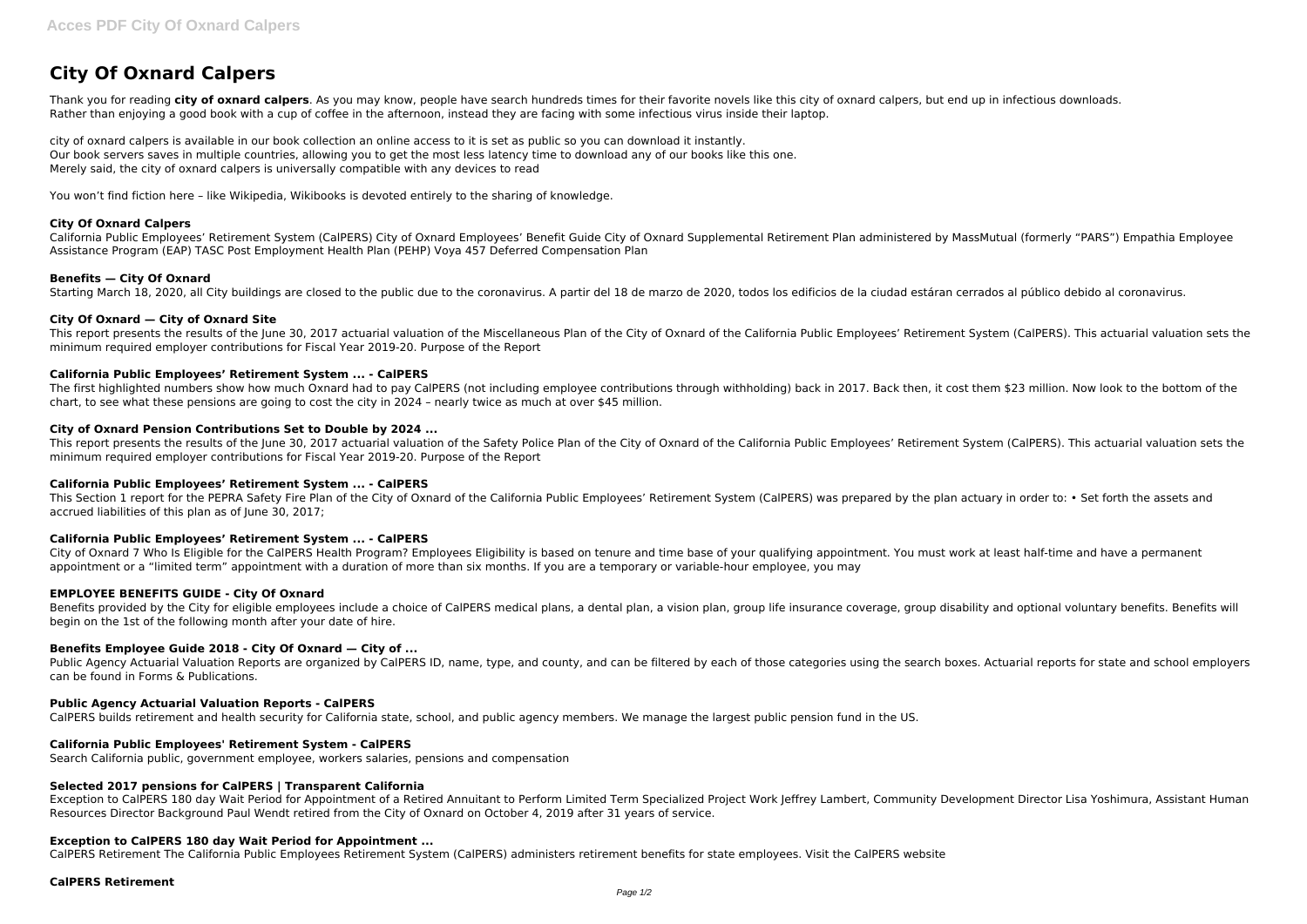# City Of Oxnard Calpers

Thank you for reading **city of oxnard calpers**. As you may know, people have search hundreds times for their favorite novels like this city of oxnard calpers, but end up in infectious downloads. Rather than enjoying a good book with a cup of coffee in the afternoon, instead they are facing with some infectious virus inside their laptop.

city of oxnard calpers is available in our book collection an online access to it is set as public so you can download it instantly.
Our book servers saves in multiple countries, allowing you to get the most less latency time to download any of our books like this one.
Merely said, the city of oxnard calpers is universally compatible with any devices to read

You won't find fiction here – like Wikipedia, Wikibooks is devoted entirely to the sharing of knowledge.

### City Of Oxnard Calpers

California Public Employees' Retirement System (CalPERS) City of Oxnard Employees' Benefit Guide City of Oxnard Supplemental Retirement Plan administered by MassMutual (formerly "PARS") Empathia Employee Assistance Program (EAP) TASC Post Employment Health Plan (PEHP) Voya 457 Deferred Compensation Plan

### Benefits — City Of Oxnard

Starting March 18, 2020, all City buildings are closed to the public due to the coronavirus. A partir del 18 de marzo de 2020, todos los edificios de la ciudad estáran cerrados al público debido al coronavirus.

### City Of Oxnard — City of Oxnard Site

This report presents the results of the June 30, 2017 actuarial valuation of the Miscellaneous Plan of the City of Oxnard of the California Public Employees' Retirement System (CalPERS). This actuarial valuation sets the minimum required employer contributions for Fiscal Year 2019-20. Purpose of the Report

### California Public Employees' Retirement System ... - CalPERS

The first highlighted numbers show how much Oxnard had to pay CalPERS (not including employee contributions through withholding) back in 2017. Back then, it cost them $23 million. Now look to the bottom of the chart, to see what these pensions are going to cost the city in 2024 – nearly twice as much at over $45 million.

### City of Oxnard Pension Contributions Set to Double by 2024 ...

This report presents the results of the June 30, 2017 actuarial valuation of the Safety Police Plan of the City of Oxnard of the California Public Employees' Retirement System (CalPERS). This actuarial valuation sets the minimum required employer contributions for Fiscal Year 2019-20. Purpose of the Report

### California Public Employees' Retirement System ... - CalPERS

This Section 1 report for the PEPRA Safety Fire Plan of the City of Oxnard of the California Public Employees' Retirement System (CalPERS) was prepared by the plan actuary in order to: • Set forth the assets and accrued liabilities of this plan as of June 30, 2017;

### California Public Employees' Retirement System ... - CalPERS

City of Oxnard 7 Who Is Eligible for the CalPERS Health Program? Employees Eligibility is based on tenure and time base of your qualifying appointment. You must work at least half-time and have a permanent appointment or a "limited term" appointment with a duration of more than six months. If you are a temporary or variable-hour employee, you may

### EMPLOYEE BENEFITS GUIDE - City Of Oxnard

Benefits provided by the City for eligible employees include a choice of CalPERS medical plans, a dental plan, a vision plan, group life insurance coverage, group disability and optional voluntary benefits. Benefits will begin on the 1st of the following month after your date of hire.

### Benefits Employee Guide 2018 - City Of Oxnard — City of ...

Public Agency Actuarial Valuation Reports are organized by CalPERS ID, name, type, and county, and can be filtered by each of those categories using the search boxes. Actuarial reports for state and school employers can be found in Forms & Publications.

### Public Agency Actuarial Valuation Reports - CalPERS

CalPERS builds retirement and health security for California state, school, and public agency members. We manage the largest public pension fund in the US.

### California Public Employees' Retirement System - CalPERS

Search California public, government employee, workers salaries, pensions and compensation

### Selected 2017 pensions for CalPERS | Transparent California

Exception to CalPERS 180 day Wait Period for Appointment of a Retired Annuitant to Perform Limited Term Specialized Project Work Jeffrey Lambert, Community Development Director Lisa Yoshimura, Assistant Human Resources Director Background Paul Wendt retired from the City of Oxnard on October 4, 2019 after 31 years of service.

### Exception to CalPERS 180 day Wait Period for Appointment ...

CalPERS Retirement The California Public Employees Retirement System (CalPERS) administers retirement benefits for state employees. Visit the CalPERS website

### CalPERS Retirement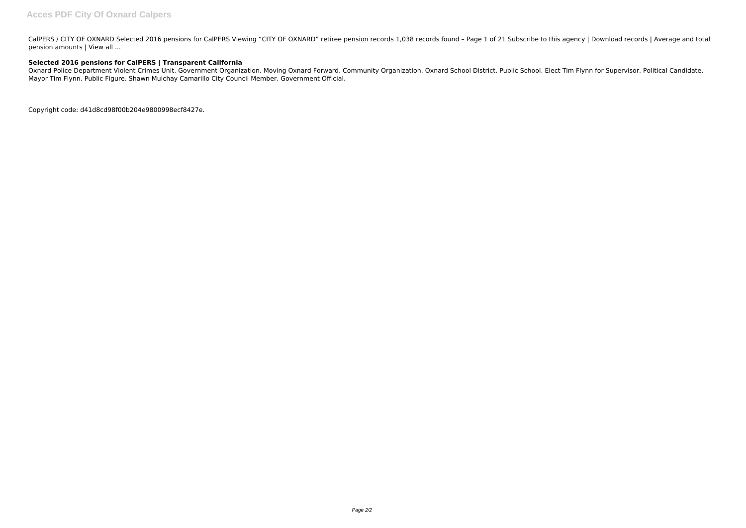CalPERS / CITY OF OXNARD Selected 2016 pensions for CalPERS Viewing "CITY OF OXNARD" retiree pension records 1,038 records found – Page 1 of 21 Subscribe to this agency | Download records | Average and total pension amounts | View all ...

**Selected 2016 pensions for CalPERS | Transparent California**

Oxnard Police Department Violent Crimes Unit. Government Organization. Moving Oxnard Forward. Community Organization. Oxnard School District. Public School. Elect Tim Flynn for Supervisor. Political Candidate. Mayor Tim Flynn. Public Figure. Shawn Mulchay Camarillo City Council Member. Government Official.

Copyright code: d41d8cd98f00b204e9800998ecf8427e.